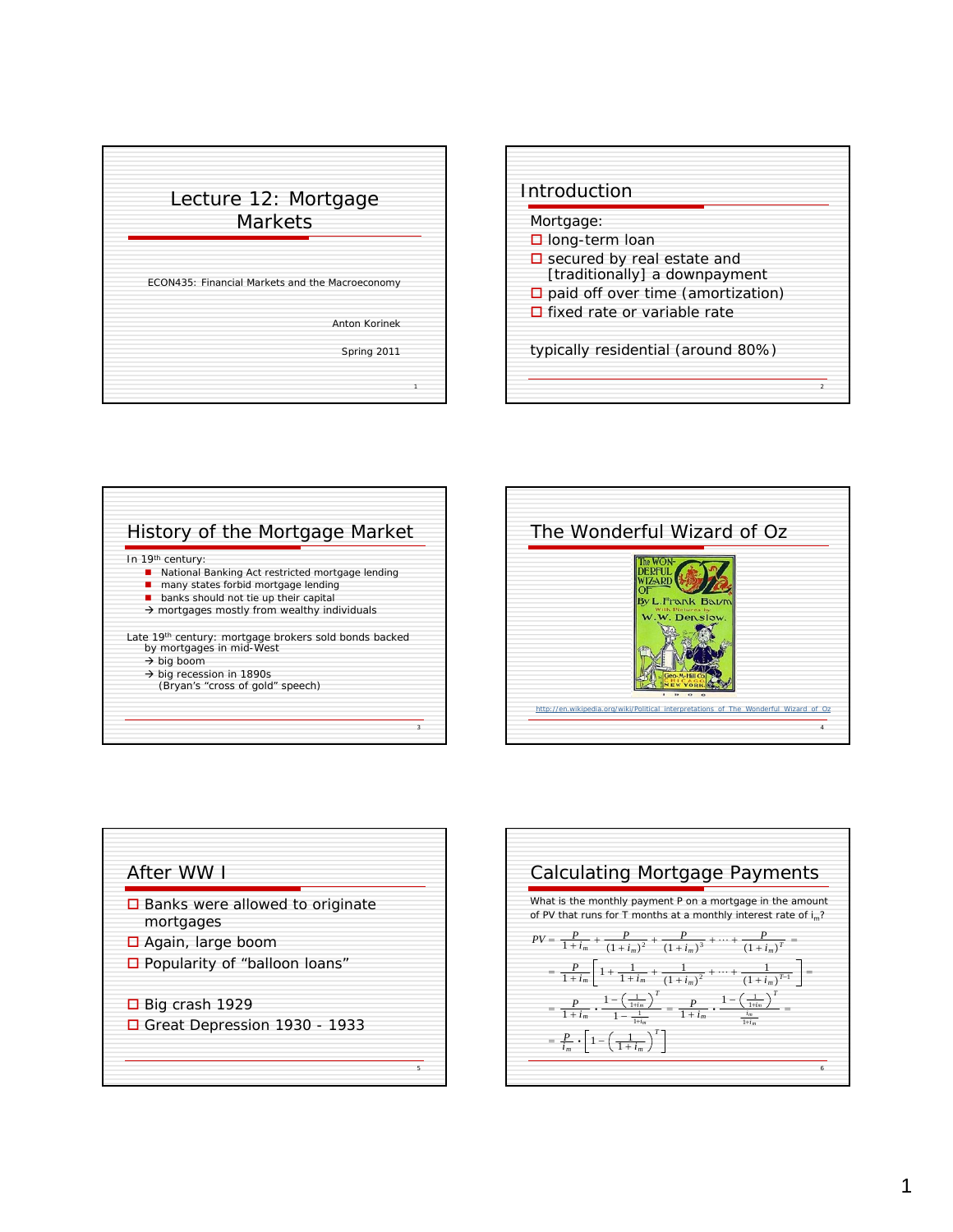# Lecture 12: Mortgage Markets

ECON435: Financial Markets and the Macroeconomy

Anton Korinek

Spring 2011

## Introduction

Mortgage:

- long-term loan
- secured by real estate and [traditionally] a downpayment
- paid off over time (amortization)
- fixed rate or variable rate

typically residential (around 80%)

## History of the Mortgage Market

In 19th century:

- National Banking Act restricted mortgage lending
- many states forbid mortgage lending
- banks should not tie up their capital

→ mortgages mostly from wealthy individuals

Late 19th century: mortgage brokers sold bonds backed by mortgages in mid-West

→ big boom

→ big recession in 1890s (Bryan's "cross of gold" speech)

## The Wonderful Wizard of Oz

http://en.wikipedia.org/wiki/Political_interpretations_of_The_Wonderful_Wizard_of_Oz

## After WW I

- Banks were allowed to originate mortgages
- Again, large boom
- Popularity of "balloon loans"

- Big crash 1929
- Great Depression 1930 - 1933

## Calculating Mortgage Payments

What is the monthly payment P on a mortgage in the amount of PV that runs for T months at a monthly interest rate of $i_m$?

$$PV = \frac{P}{1+i_m} + \frac{P}{(1+i_m)^2} + \frac{P}{(1+i_m)^3} + \cdots + \frac{P}{(1+i_m)^T} =$$

$$= \frac{P}{1+i_m}\left[1 + \frac{1}{1+i_m} + \frac{1}{(1+i_m)^2} + \cdots + \frac{1}{(1+i_m)^{T-1}}\right] =$$

$$= \frac{P}{1+i_m} \cdot \frac{1-\left(\frac{1}{1+i_m}\right)^T}{1-\frac{1}{1+i_m}} = \frac{P}{1+i_m} \cdot \frac{1-\left(\frac{1}{1+i_m}\right)^T}{\frac{i_m}{1+i_m}} =$$

$$= \frac{P}{i_m} \cdot \left[1-\left(\frac{1}{1+i_m}\right)^T\right]$$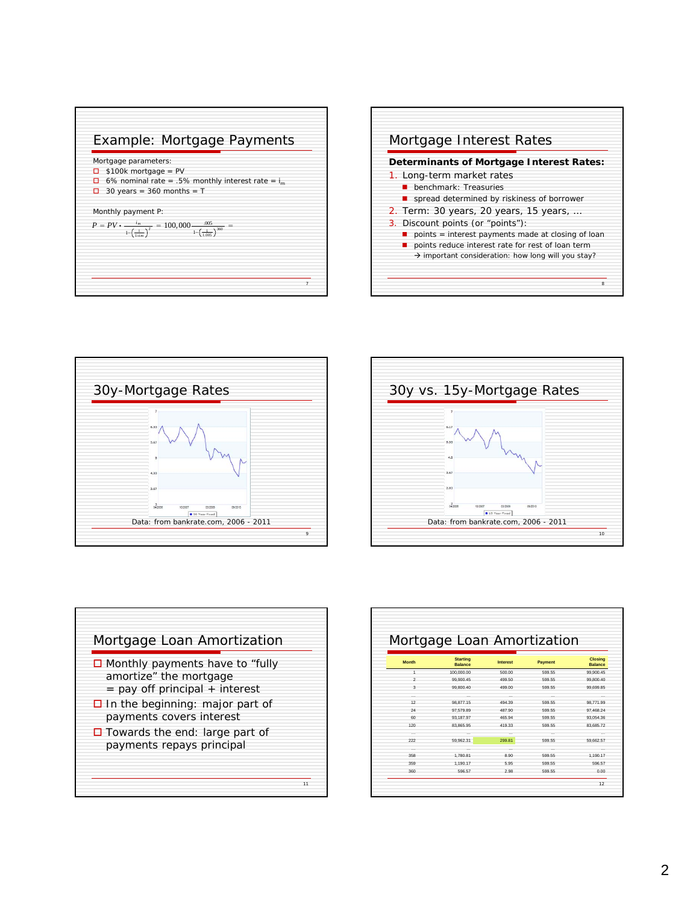## Example: Mortgage Payments

Mortgage parameters:

- $100k mortgage = PV
- 6% nominal rate = .5% monthly interest rate = $i_m$
- 30 years = 360 months = T

Monthly payment P:

$$P = PV \cdot \frac{i_m}{1-\left(\frac{1}{1+i_m}\right)^T} = 100{,}000 \frac{.005}{1-\left(\frac{1}{1.005}\right)^{360}} =$$

## Mortgage Interest Rates

**Determinants of Mortgage Interest Rates:**

1. Long-term market rates
   - benchmark: Treasuries
   - spread determined by riskiness of borrower
2. Term: 30 years, 20 years, 15 years, …
3. Discount points (or "points"):
   - points = interest payments made at closing of loan
   - points reduce interest rate for rest of loan term
     → important consideration: how long will you stay?

## 30y-Mortgage Rates

Data: from bankrate.com, 2006 - 2011

## 30y vs. 15y-Mortgage Rates

Data: from bankrate.com, 2006 - 2011

## Mortgage Loan Amortization

- Monthly payments have to "fully amortize" the mortgage = pay off principal + interest
- In the beginning: major part of payments covers interest
- Towards the end: large part of payments repays principal

## Mortgage Loan Amortization

| Month | Starting Balance | Interest | Payment | Closing Balance |
|---|---|---|---|---|
| 1 | 100,000.00 | 500.00 | 599.55 | 99,900.45 |
| 2 | 99,900.45 | 499.50 | 599.55 | 99,800.40 |
| 3 | 99,800.40 | 499.00 | 599.55 | 99,699.85 |
| ... | ... | ... | ... | ... |
| 12 | 98,877.15 | 494.39 | 599.55 | 98,771.99 |
| 24 | 97,579.89 | 487.90 | 599.55 | 97,468.24 |
| 60 | 93,187.97 | 465.94 | 599.55 | 93,054.36 |
| 120 | 83,865.95 | 419.33 | 599.55 | 83,685.72 |
| ... | ... | ... | ... | ... |
| 222 | 59,962.31 | 299.81 | 599.55 | 59,662.57 |
| ... | ... | ... | ... | ... |
| 358 | 1,780.81 | 8.90 | 599.55 | 1,190.17 |
| 359 | 1,190.17 | 5.95 | 599.55 | 596.57 |
| 360 | 596.57 | 2.98 | 599.55 | 0.00 |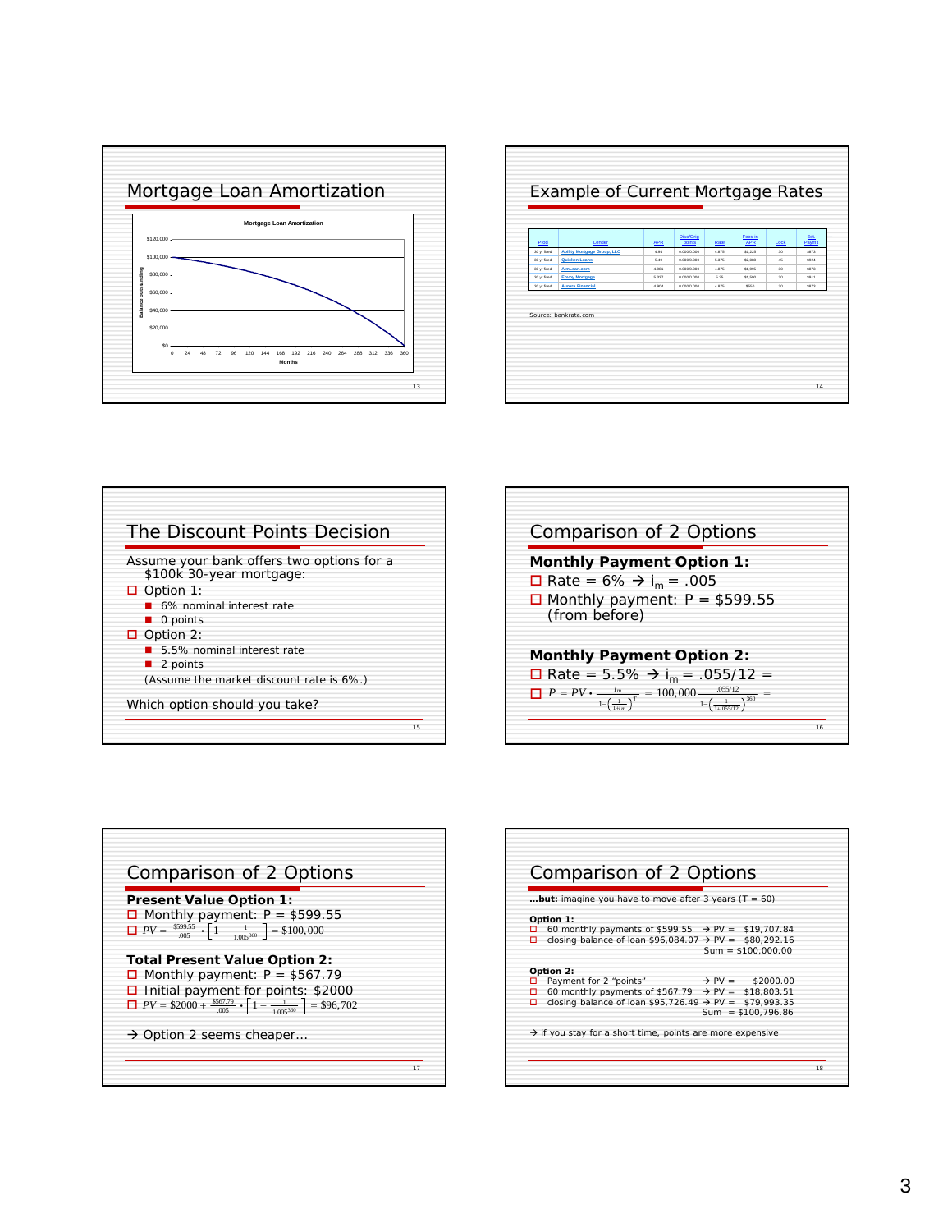## Mortgage Loan Amortization

Mortgage Loan Amortization

Balance outstanding: $0 – $120,000

Months: 0 24 48 72 96 120 144 168 192 216 240 264 288 312 336 360

## Example of Current Mortgage Rates

| Prod | Lender | APR | Disc/Orig points | Rate | Fees in APR | Lock | Est. Paymt |
|---|---|---|---|---|---|---|---|
| 30 yr fixed | Ability Mortgage Group, LLC | 4.94 | 0.000/0.000 | 4.875 | $1,225 | 30 | $873 |
| 30 yr fixed | Quicken Loans | 5.49 | 0.000/0.000 | 5.375 | $2,098 | 45 | $924 |
| 30 yr fixed | AimLoan.com | 4.981 | 0.000/0.000 | 4.875 | $1,985 | 30 | $873 |
| 30 yr fixed | Envoy Mortgage | 5.337 | 0.000/0.000 | 5.25 | $1,500 | 30 | $911 |
| 30 yr fixed | Aurora Financial | 4.904 | 0.000/0.000 | 4.875 | $500 | 30 | $873 |

Source: bankrate.com

## The Discount Points Decision

Assume your bank offers two options for a $100k 30-year mortgage:

- Option 1:
  - 6% nominal interest rate
  - 0 points
- Option 2:
  - 5.5% nominal interest rate
  - 2 points

  (Assume the market discount rate is 6%.)

Which option should you take?

## Comparison of 2 Options

**Monthly Payment Option 1:**

- Rate = 6% → $i_m$ = .005
- Monthly payment: P = $599.55 (from before)

**Monthly Payment Option 2:**

- Rate = 5.5% → $i_m$ = .055/12 =
- $P = PV \cdot \frac{i_m}{1-\left(\frac{1}{1+i_m}\right)^T} = 100{,}000 \frac{.055/12}{1-\left(\frac{1}{1+.055/12}\right)^{360}} =$

## Comparison of 2 Options

**Present Value Option 1:**

- Monthly payment: P = $599.55
- $PV = \frac{\$599.55}{.005} \cdot \left[1 - \frac{1}{1.005^{360}}\right] = \$100{,}000$

**Total Present Value Option 2:**

- Monthly payment: P = $567.79
- Initial payment for points: $2000
- $PV = \$2000 + \frac{\$567.79}{.005} \cdot \left[1 - \frac{1}{1.005^{360}}\right] = \$96{,}702$

→ Option 2 seems cheaper…

## Comparison of 2 Options

**…but:** imagine you have to move after 3 years (T = 60)

**Option 1:**

- 60 monthly payments of $599.55 → PV = $19,707.84
- closing balance of loan $96,084.07 → PV = $80,292.16

  Sum = $100,000.00

**Option 2:**

- Payment for 2 "points" → PV = $2000.00
- 60 monthly payments of $567.79 → PV = $18,803.51
- closing balance of loan $95,726.49 → PV = $79,993.35

  Sum = $100,796.86

→ if you stay for a short time, points are more expensive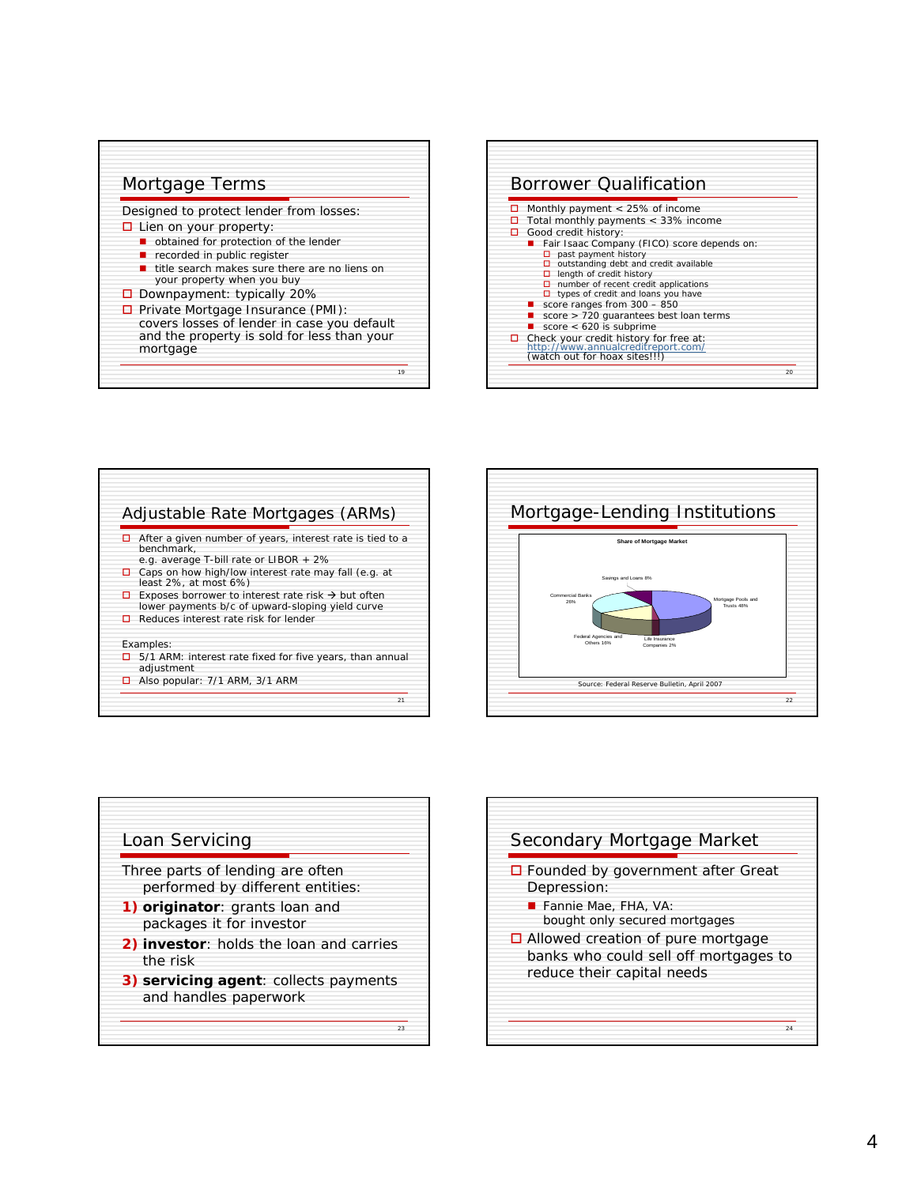## Mortgage Terms

Designed to protect lender from losses:

- Lien on your property:
  - obtained for protection of the lender
  - recorded in public register
  - title search makes sure there are no liens on your property when you buy
- Downpayment: typically 20%
- Private Mortgage Insurance (PMI): covers losses of lender in case you default and the property is sold for less than your mortgage

## Borrower Qualification

- Monthly payment < 25% of income
- Total monthly payments < 33% income
- Good credit history:
  - Fair Isaac Company (FICO) score depends on:
    - past payment history
    - outstanding debt and credit available
    - length of credit history
    - number of recent credit applications
    - types of credit and loans you have
  - score ranges from 300 – 850
  - score > 720 guarantees best loan terms
  - score < 620 is subprime
- Check your credit history for free at: http://www.annualcreditreport.com/ (watch out for hoax sites!!!)

## Adjustable Rate Mortgages (ARMs)

- After a given number of years, interest rate is tied to a benchmark, e.g. average T-bill rate or LIBOR + 2%
- Caps on how high/low interest rate may fall (e.g. at least 2%, at most 6%)
- Exposes borrower to interest rate risk → but often lower payments b/c of upward-sloping yield curve
- Reduces interest rate risk for lender

Examples:

- 5/1 ARM: interest rate fixed for five years, than annual adjustment
- Also popular: 7/1 ARM, 3/1 ARM

## Mortgage-Lending Institutions

**Share of Mortgage Market**

| Institution | Share |
|---|---|
| Mortgage Pools and Trusts | 48% |
| Commercial Banks | 28% |
| Federal Agencies and Others | 16% |
| Savings and Loans | 8% |
| Life Insurance Companies | 2% |

Source: Federal Reserve Bulletin, April 2007

## Loan Servicing

Three parts of lending are often performed by different entities:

1) **originator**: grants loan and packages it for investor
2) **investor**: holds the loan and carries the risk
3) **servicing agent**: collects payments and handles paperwork

## Secondary Mortgage Market

- Founded by government after Great Depression:
  - Fannie Mae, FHA, VA: bought only secured mortgages
- Allowed creation of pure mortgage banks who could sell off mortgages to reduce their capital needs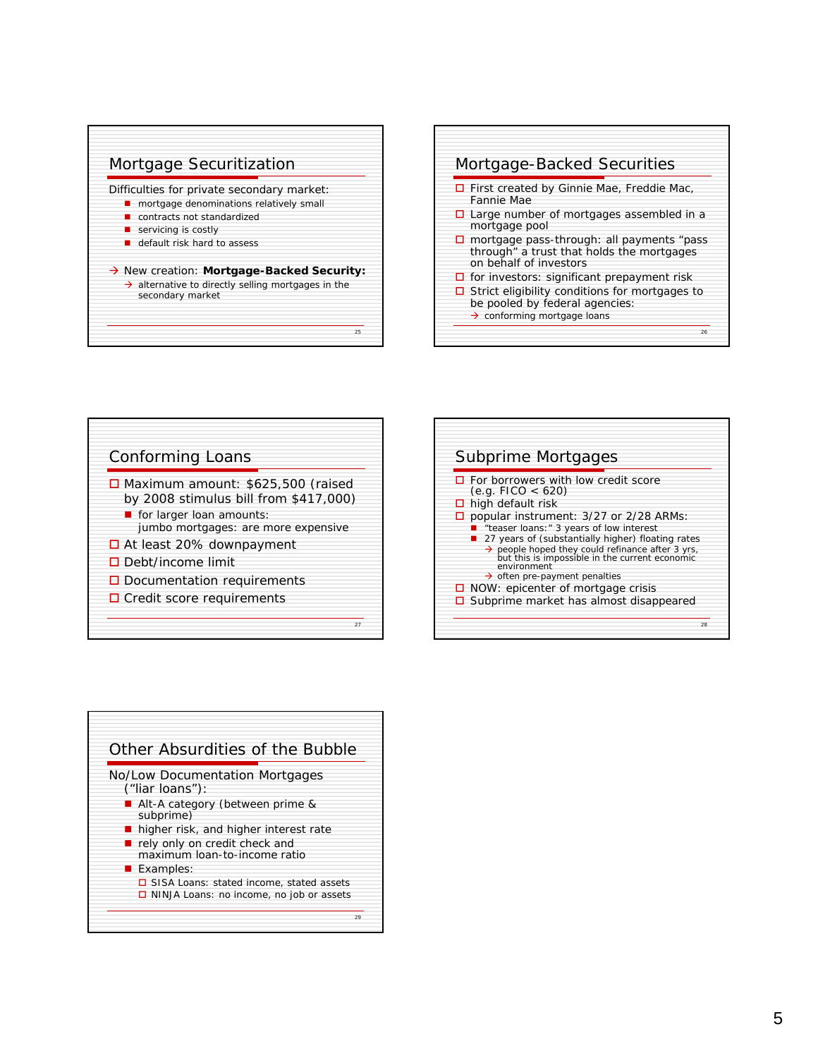## Mortgage Securitization

Difficulties for private secondary market:

- mortgage denominations relatively small
- contracts not standardized
- servicing is costly
- default risk hard to assess

→ New creation: **Mortgage-Backed Security:**

- → alternative to directly selling mortgages in the secondary market

## Mortgage-Backed Securities

- First created by Ginnie Mae, Freddie Mac, Fannie Mae
- Large number of mortgages assembled in a mortgage pool
- mortgage pass-through: all payments "pass through" a trust that holds the mortgages on behalf of investors
- for investors: significant prepayment risk
- Strict eligibility conditions for mortgages to be pooled by federal agencies:
  - → conforming mortgage loans

## Conforming Loans

- Maximum amount: $625,500 (raised by 2008 stimulus bill from $417,000)
  - for larger loan amounts: jumbo mortgages: are more expensive
- At least 20% downpayment
- Debt/income limit
- Documentation requirements
- Credit score requirements

## Subprime Mortgages

- For borrowers with low credit score (e.g. FICO < 620)
- high default risk
- popular instrument: 3/27 or 2/28 ARMs:
  - "teaser loans:" 3 years of low interest
  - 27 years of (substantially higher) floating rates
    - → people hoped they could refinance after 3 yrs, but this is impossible in the current economic environment
    - → often pre-payment penalties
- NOW: epicenter of mortgage crisis
- Subprime market has almost disappeared

## Other Absurdities of the Bubble

No/Low Documentation Mortgages ("liar loans"):

- Alt-A category (between prime & subprime)
- higher risk, and higher interest rate
- rely only on credit check and maximum loan-to-income ratio
- Examples:
  - SISA Loans: stated income, stated assets
  - NINJA Loans: no income, no job or assets